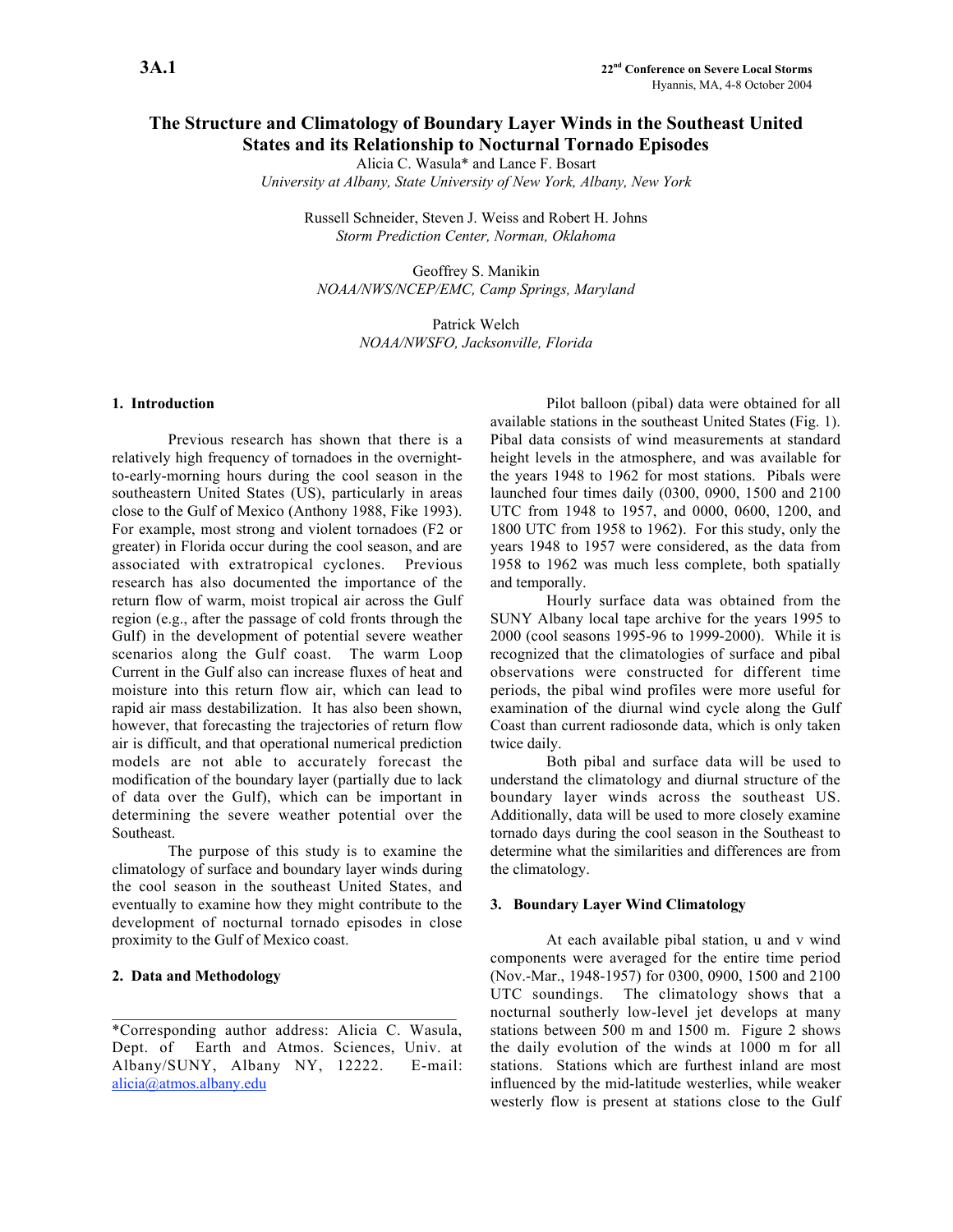**3A.1**

**22nd Conference on Severe Local Storms**
Hyannis, MA, 4-8 October 2004

# The Structure and Climatology of Boundary Layer Winds in the Southeast United States and its Relationship to Nocturnal Tornado Episodes

Alicia C. Wasula* and Lance F. Bosart
*University at Albany, State University of New York, Albany, New York*

Russell Schneider, Steven J. Weiss and Robert H. Johns
*Storm Prediction Center, Norman, Oklahoma*

Geoffrey S. Manikin
*NOAA/NWS/NCEP/EMC, Camp Springs, Maryland*

Patrick Welch
*NOAA/NWSFO, Jacksonville, Florida*

## 1. Introduction

Previous research has shown that there is a relatively high frequency of tornadoes in the overnight-to-early-morning hours during the cool season in the southeastern United States (US), particularly in areas close to the Gulf of Mexico (Anthony 1988, Fike 1993). For example, most strong and violent tornadoes (F2 or greater) in Florida occur during the cool season, and are associated with extratropical cyclones. Previous research has also documented the importance of the return flow of warm, moist tropical air across the Gulf region (e.g., after the passage of cold fronts through the Gulf) in the development of potential severe weather scenarios along the Gulf coast. The warm Loop Current in the Gulf also can increase fluxes of heat and moisture into this return flow air, which can lead to rapid air mass destabilization. It has also been shown, however, that forecasting the trajectories of return flow air is difficult, and that operational numerical prediction models are not able to accurately forecast the modification of the boundary layer (partially due to lack of data over the Gulf), which can be important in determining the severe weather potential over the Southeast.

The purpose of this study is to examine the climatology of surface and boundary layer winds during the cool season in the southeast United States, and eventually to examine how they might contribute to the development of nocturnal tornado episodes in close proximity to the Gulf of Mexico coast.

## 2. Data and Methodology

Pilot balloon (pibal) data were obtained for all available stations in the southeast United States (Fig. 1). Pibal data consists of wind measurements at standard height levels in the atmosphere, and was available for the years 1948 to 1962 for most stations. Pibals were launched four times daily (0300, 0900, 1500 and 2100 UTC from 1948 to 1957, and 0000, 0600, 1200, and 1800 UTC from 1958 to 1962). For this study, only the years 1948 to 1957 were considered, as the data from 1958 to 1962 was much less complete, both spatially and temporally.

Hourly surface data was obtained from the SUNY Albany local tape archive for the years 1995 to 2000 (cool seasons 1995-96 to 1999-2000). While it is recognized that the climatologies of surface and pibal observations were constructed for different time periods, the pibal wind profiles were more useful for examination of the diurnal wind cycle along the Gulf Coast than current radiosonde data, which is only taken twice daily.

Both pibal and surface data will be used to understand the climatology and diurnal structure of the boundary layer winds across the southeast US. Additionally, data will be used to more closely examine tornado days during the cool season in the Southeast to determine what the similarities and differences are from the climatology.

## 3. Boundary Layer Wind Climatology

At each available pibal station, u and v wind components were averaged for the entire time period (Nov.-Mar., 1948-1957) for 0300, 0900, 1500 and 2100 UTC soundings. The climatology shows that a nocturnal southerly low-level jet develops at many stations between 500 m and 1500 m. Figure 2 shows the daily evolution of the winds at 1000 m for all stations. Stations which are furthest inland are most influenced by the mid-latitude westerlies, while weaker westerly flow is present at stations close to the Gulf

---

*Corresponding author address: Alicia C. Wasula, Dept. of Earth and Atmos. Sciences, Univ. at Albany/SUNY, Albany NY, 12222. E-mail: alicia@atmos.albany.edu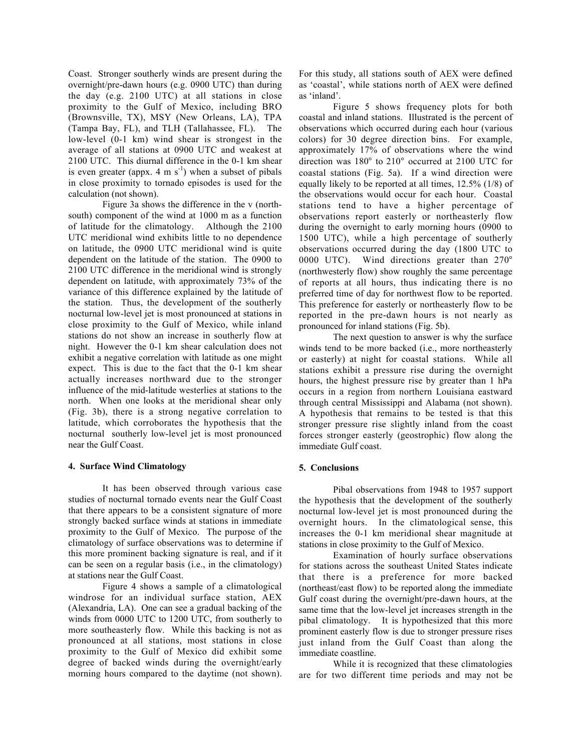Coast. Stronger southerly winds are present during the overnight/pre-dawn hours (e.g. 0900 UTC) than during the day (e.g. 2100 UTC) at all stations in close proximity to the Gulf of Mexico, including BRO (Brownsville, TX), MSY (New Orleans, LA), TPA (Tampa Bay, FL), and TLH (Tallahassee, FL). The low-level (0-1 km) wind shear is strongest in the average of all stations at 0900 UTC and weakest at 2100 UTC. This diurnal difference in the 0-1 km shear is even greater (appx. 4 m $s^{-1}$) when a subset of pibals in close proximity to tornado episodes is used for the calculation (not shown).

Figure 3a shows the difference in the v (north-south) component of the wind at 1000 m as a function of latitude for the climatology. Although the 2100 UTC meridional wind exhibits little to no dependence on latitude, the 0900 UTC meridional wind is quite dependent on the latitude of the station. The 0900 to 2100 UTC difference in the meridional wind is strongly dependent on latitude, with approximately 73% of the variance of this difference explained by the latitude of the station. Thus, the development of the southerly nocturnal low-level jet is most pronounced at stations in close proximity to the Gulf of Mexico, while inland stations do not show an increase in southerly flow at night. However the 0-1 km shear calculation does not exhibit a negative correlation with latitude as one might expect. This is due to the fact that the 0-1 km shear actually increases northward due to the stronger influence of the mid-latitude westerlies at stations to the north. When one looks at the meridional shear only (Fig. 3b), there is a strong negative correlation to latitude, which corroborates the hypothesis that the nocturnal southerly low-level jet is most pronounced near the Gulf Coast.

## 4. Surface Wind Climatology

It has been observed through various case studies of nocturnal tornado events near the Gulf Coast that there appears to be a consistent signature of more strongly backed surface winds at stations in immediate proximity to the Gulf of Mexico. The purpose of the climatology of surface observations was to determine if this more prominent backing signature is real, and if it can be seen on a regular basis (i.e., in the climatology) at stations near the Gulf Coast.

Figure 4 shows a sample of a climatological windrose for an individual surface station, AEX (Alexandria, LA). One can see a gradual backing of the winds from 0000 UTC to 1200 UTC, from southerly to more southeasterly flow. While this backing is not as pronounced at all stations, most stations in close proximity to the Gulf of Mexico did exhibit some degree of backed winds during the overnight/early morning hours compared to the daytime (not shown). For this study, all stations south of AEX were defined as 'coastal', while stations north of AEX were defined as 'inland'.

Figure 5 shows frequency plots for both coastal and inland stations. Illustrated is the percent of observations which occurred during each hour (various colors) for 30 degree direction bins. For example, approximately 17% of observations where the wind direction was 180° to 210° occurred at 2100 UTC for coastal stations (Fig. 5a). If a wind direction were equally likely to be reported at all times, 12.5% (1/8) of the observations would occur for each hour. Coastal stations tend to have a higher percentage of observations report easterly or northeasterly flow during the overnight to early morning hours (0900 to 1500 UTC), while a high percentage of southerly observations occurred during the day (1800 UTC to 0000 UTC). Wind directions greater than 270° (northwesterly flow) show roughly the same percentage of reports at all hours, thus indicating there is no preferred time of day for northwest flow to be reported. This preference for easterly or northeasterly flow to be reported in the pre-dawn hours is not nearly as pronounced for inland stations (Fig. 5b).

The next question to answer is why the surface winds tend to be more backed (i.e., more northeasterly or easterly) at night for coastal stations. While all stations exhibit a pressure rise during the overnight hours, the highest pressure rise by greater than 1 hPa occurs in a region from northern Louisiana eastward through central Mississippi and Alabama (not shown). A hypothesis that remains to be tested is that this stronger pressure rise slightly inland from the coast forces stronger easterly (geostrophic) flow along the immediate Gulf coast.

## 5. Conclusions

Pibal observations from 1948 to 1957 support the hypothesis that the development of the southerly nocturnal low-level jet is most pronounced during the overnight hours. In the climatological sense, this increases the 0-1 km meridional shear magnitude at stations in close proximity to the Gulf of Mexico.

Examination of hourly surface observations for stations across the southeast United States indicate that there is a preference for more backed (northeast/east flow) to be reported along the immediate Gulf coast during the overnight/pre-dawn hours, at the same time that the low-level jet increases strength in the pibal climatology. It is hypothesized that this more prominent easterly flow is due to stronger pressure rises just inland from the Gulf Coast than along the immediate coastline.

While it is recognized that these climatologies are for two different time periods and may not be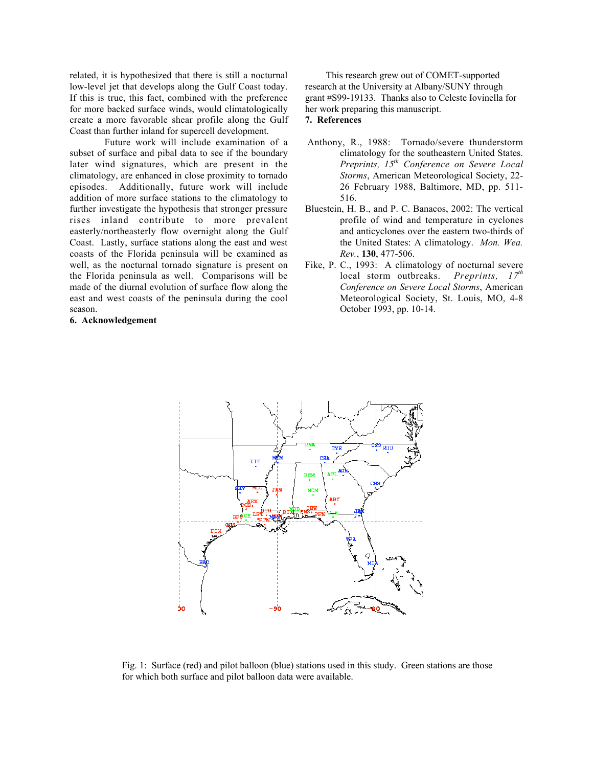related, it is hypothesized that there is still a nocturnal low-level jet that develops along the Gulf Coast today. If this is true, this fact, combined with the preference for more backed surface winds, would climatologically create a more favorable shear profile along the Gulf Coast than further inland for supercell development.

Future work will include examination of a subset of surface and pibal data to see if the boundary later wind signatures, which are present in the climatology, are enhanced in close proximity to tornado episodes. Additionally, future work will include addition of more surface stations to the climatology to further investigate the hypothesis that stronger pressure rises inland contribute to more prevalent easterly/northeasterly flow overnight along the Gulf Coast. Lastly, surface stations along the east and west coasts of the Florida peninsula will be examined as well, as the nocturnal tornado signature is present on the Florida peninsula as well. Comparisons will be made of the diurnal evolution of surface flow along the east and west coasts of the peninsula during the cool season.

## 6. Acknowledgement

This research grew out of COMET-supported research at the University at Albany/SUNY through grant #S99-19133. Thanks also to Celeste Iovinella for her work preparing this manuscript.

## 7. References

Anthony, R., 1988: Tornado/severe thunderstorm climatology for the southeastern United States. *Preprints, 15th Conference on Severe Local Storms*, American Meteorological Society, 22-26 February 1988, Baltimore, MD, pp. 511-516.

Bluestein, H. B., and P. C. Banacos, 2002: The vertical profile of wind and temperature in cyclones and anticyclones over the eastern two-thirds of the United States: A climatology. *Mon. Wea. Rev.*, **130**, 477-506.

Fike, P. C., 1993: A climatology of nocturnal severe local storm outbreaks. *Preprints, 17th Conference on Severe Local Storms*, American Meteorological Society, St. Louis, MO, 4-8 October 1993, pp. 10-14.

Fig. 1: Surface (red) and pilot balloon (blue) stations used in this study. Green stations are those for which both surface and pilot balloon data were available.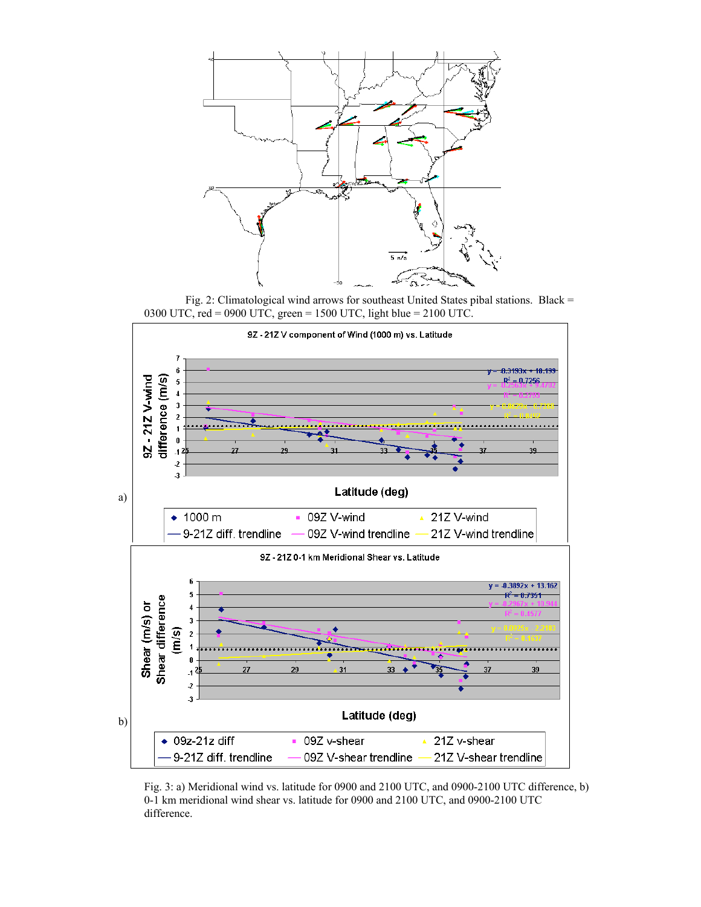Fig. 2: Climatological wind arrows for southeast United States pibal stations. Black = 0300 UTC, red = 0900 UTC, green = 1500 UTC, light blue = 2100 UTC.

Fig. 3: a) Meridional wind vs. latitude for 0900 and 2100 UTC, and 0900-2100 UTC difference, b) 0-1 km meridional wind shear vs. latitude for 0900 and 2100 UTC, and 0900-2100 UTC difference.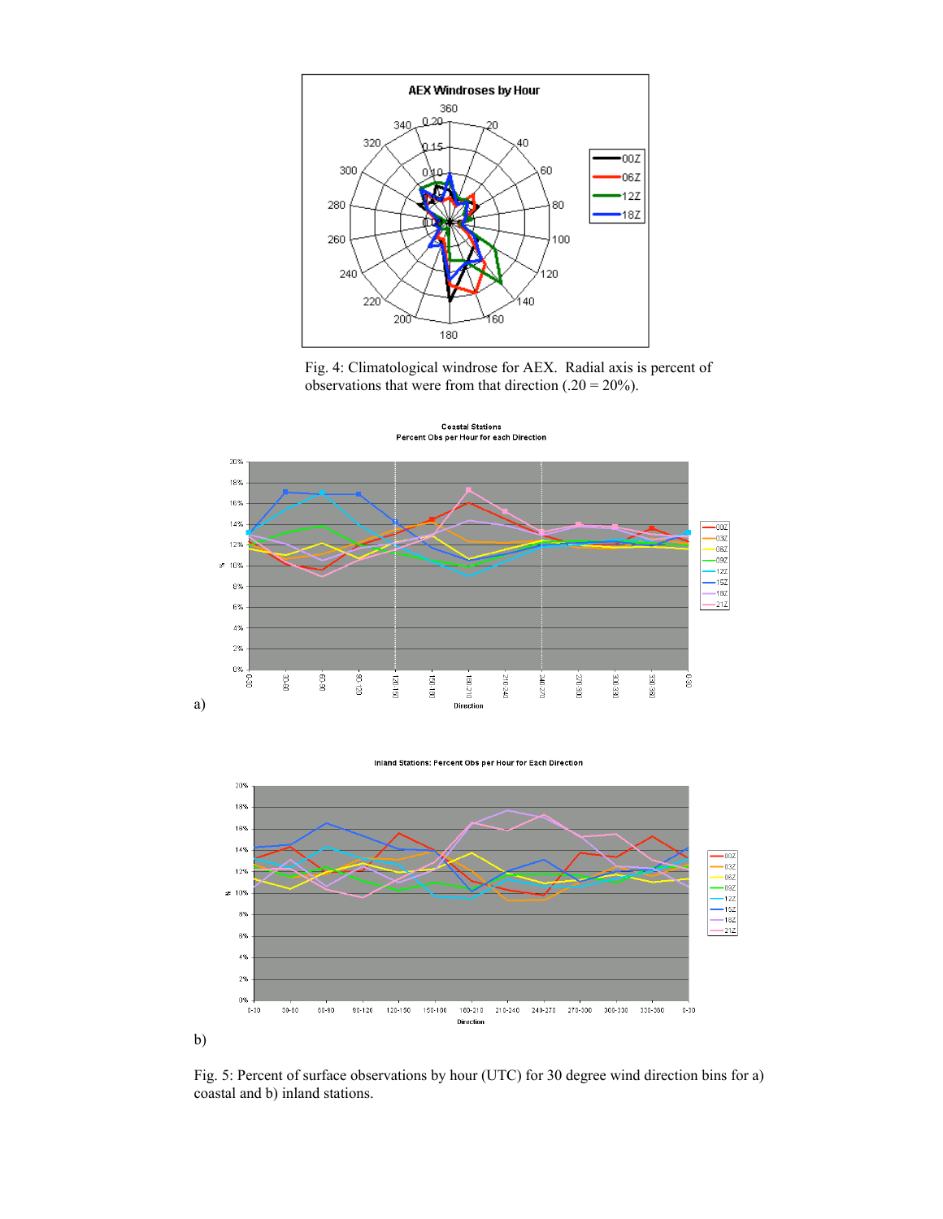AEX Windroses by Hour

360
20
40
60
80
100
120
140
160
180
200
220
240
260
280
300
320
340

0.20
0.15
0.10
0.05
0.00

00Z
06Z
12Z
18Z

Fig. 4: Climatological windrose for AEX. Radial axis is percent of observations that were from that direction (.20 = 20%).

Coastal Stations
Percent Obs per Hour for each Direction

20%
18%
16%
14%
12%
10%
8%
6%
4%
2%
0%

%

0-30
30-60
60-90
90-120
120-150
150-180
180-210
210-240
240-270
270-300
300-330
330-360
0-30

Direction

00Z
03Z
06Z
09Z
12Z
15Z
18Z
21Z

a)

Inland Stations: Percent Obs per Hour for Each Direction

20%
18%
16%
14%
12%
10%
8%
6%
4%
2%
0%

%

0-30
30-60
60-90
90-120
120-150
150-180
180-210
210-240
240-270
270-300
300-330
330-360
0-30

Direction

00Z
03Z
06Z
09Z
12Z
15Z
18Z
21Z

b)

Fig. 5: Percent of surface observations by hour (UTC) for 30 degree wind direction bins for a) coastal and b) inland stations.